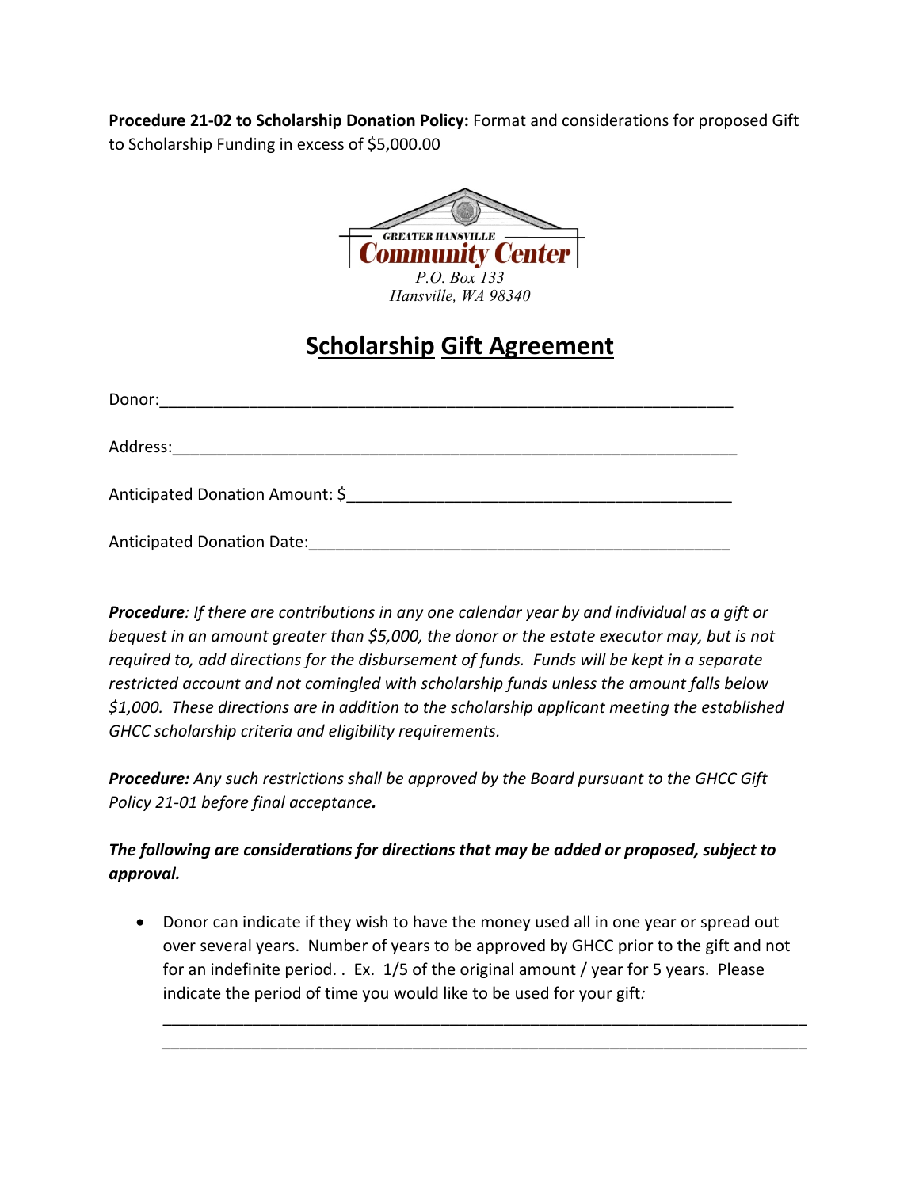**Procedure 21-02 to Scholarship Donation Policy:** Format and considerations for proposed Gift to Scholarship Funding in excess of $5,000.00

GREATER HANSVILLE
Community Center
*P.O. Box 133*
*Hansville, WA 98340*

# Scholarship Gift Agreement

Donor:_______________________________________________________________

Address:_____________________________________________________________

Anticipated Donation Amount: $________________________________________

Anticipated Donation Date:____________________________________________

***Procedure**: If there are contributions in any one calendar year by and individual as a gift or bequest in an amount greater than $5,000, the donor or the estate executor may, but is not required to, add directions for the disbursement of funds. Funds will be kept in a separate restricted account and not comingled with scholarship funds unless the amount falls below $1,000. These directions are in addition to the scholarship applicant meeting the established GHCC scholarship criteria and eligibility requirements.*

***Procedure:** Any such restrictions shall be approved by the Board pursuant to the GHCC Gift Policy 21-01 before final acceptance.*

***The following are considerations for directions that may be added or proposed, subject to approval.***

- Donor can indicate if they wish to have the money used all in one year or spread out over several years. Number of years to be approved by GHCC prior to the gift and not for an indefinite period. . Ex. 1/5 of the original amount / year for 5 years. Please indicate the period of time you would like to be used for your gift*:*

  ______________________________________________________________________
  ______________________________________________________________________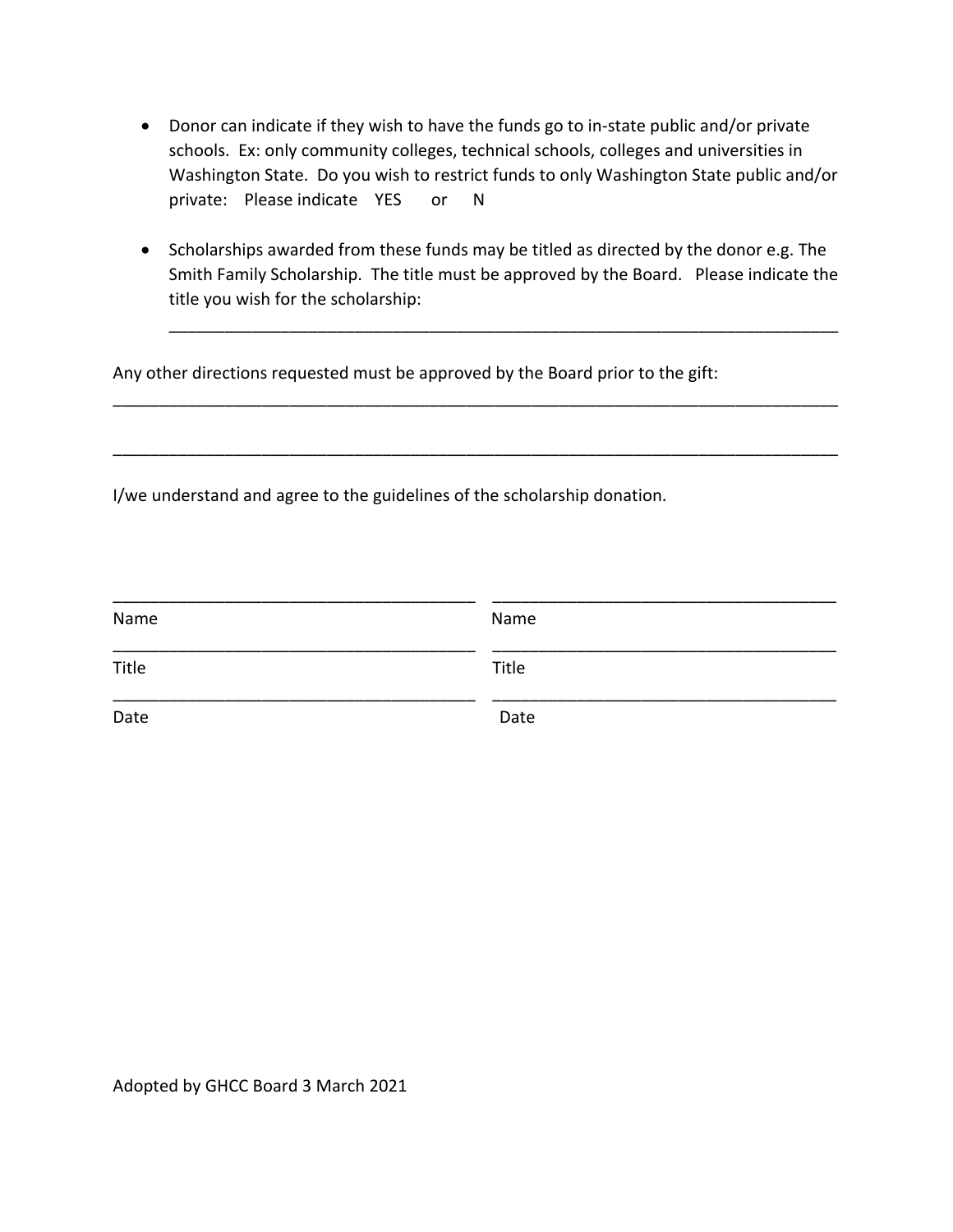- Donor can indicate if they wish to have the funds go to in-state public and/or private schools. Ex: only community colleges, technical schools, colleges and universities in Washington State. Do you wish to restrict funds to only Washington State public and/or private: Please indicate YES or N

- Scholarships awarded from these funds may be titled as directed by the donor e.g. The Smith Family Scholarship. The title must be approved by the Board. Please indicate the title you wish for the scholarship:

  ___________________________________________________________________________

Any other directions requested must be approved by the Board prior to the gift:

_________________________________________________________________________________

_________________________________________________________________________________

I/we understand and agree to the guidelines of the scholarship donation.

| | |
|---|---|
| ________________________________________ | ________________________________________ |
| Name | Name |
| ________________________________________ | ________________________________________ |
| Title | Title |
| ________________________________________ | ________________________________________ |
| Date | Date |

Adopted by GHCC Board 3 March 2021